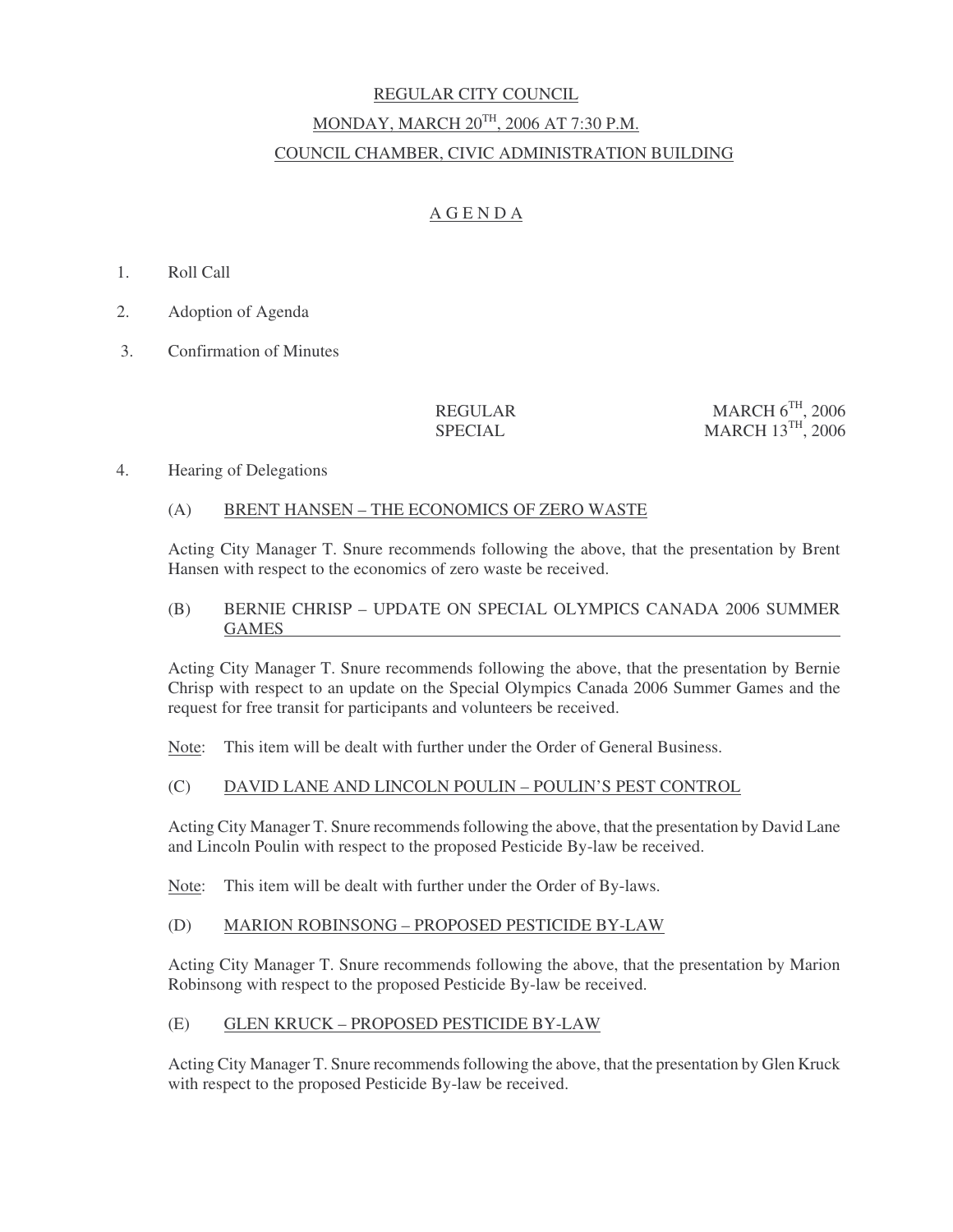# REGULAR CITY COUNCIL

## MONDAY, MARCH 20TH, 2006 AT 7:30 P.M.

## COUNCIL CHAMBER, CIVIC ADMINISTRATION BUILDING

## A G E N D A

1. Roll Call

2. Adoption of Agenda

3. Confirmation of Minutes

| | |
|---|---|
| REGULAR | MARCH 6TH, 2006 |
| SPECIAL | MARCH 13TH, 2006 |

4. Hearing of Delegations

### (A) BRENT HANSEN – THE ECONOMICS OF ZERO WASTE

Acting City Manager T. Snure recommends following the above, that the presentation by Brent Hansen with respect to the economics of zero waste be received.

### (B) BERNIE CHRISP – UPDATE ON SPECIAL OLYMPICS CANADA 2006 SUMMER GAMES

Acting City Manager T. Snure recommends following the above, that the presentation by Bernie Chrisp with respect to an update on the Special Olympics Canada 2006 Summer Games and the request for free transit for participants and volunteers be received.

Note: This item will be dealt with further under the Order of General Business.

### (C) DAVID LANE AND LINCOLN POULIN – POULIN'S PEST CONTROL

Acting City Manager T. Snure recommends following the above, that the presentation by David Lane and Lincoln Poulin with respect to the proposed Pesticide By-law be received.

Note: This item will be dealt with further under the Order of By-laws.

### (D) MARION ROBINSONG – PROPOSED PESTICIDE BY-LAW

Acting City Manager T. Snure recommends following the above, that the presentation by Marion Robinsong with respect to the proposed Pesticide By-law be received.

### (E) GLEN KRUCK – PROPOSED PESTICIDE BY-LAW

Acting City Manager T. Snure recommends following the above, that the presentation by Glen Kruck with respect to the proposed Pesticide By-law be received.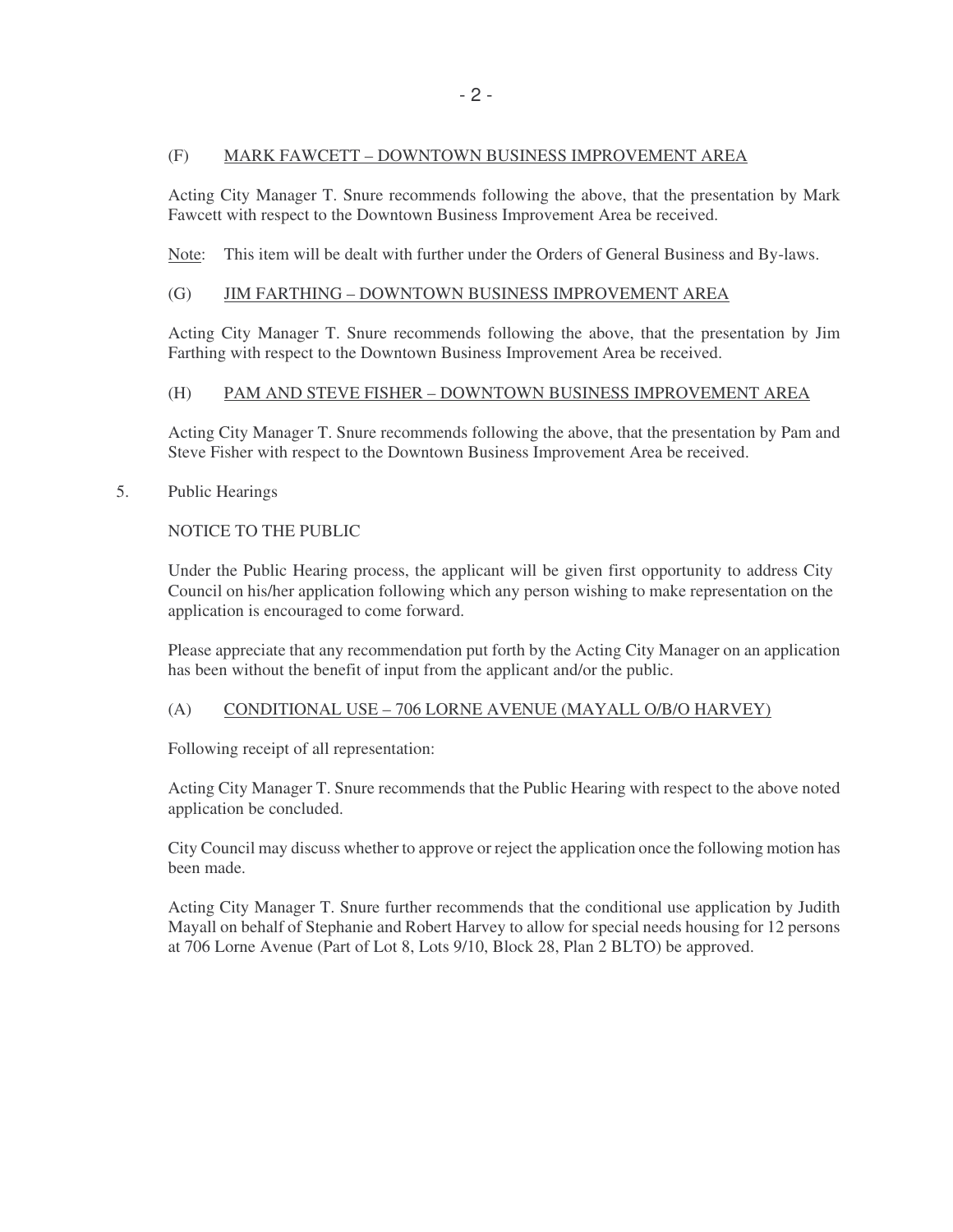(F) <u>MARK FAWCETT – DOWNTOWN BUSINESS IMPROVEMENT AREA</u>

Acting City Manager T. Snure recommends following the above, that the presentation by Mark Fawcett with respect to the Downtown Business Improvement Area be received.

<u>Note</u>: This item will be dealt with further under the Orders of General Business and By-laws.

(G) <u>JIM FARTHING – DOWNTOWN BUSINESS IMPROVEMENT AREA</u>

Acting City Manager T. Snure recommends following the above, that the presentation by Jim Farthing with respect to the Downtown Business Improvement Area be received.

(H) <u>PAM AND STEVE FISHER – DOWNTOWN BUSINESS IMPROVEMENT AREA</u>

Acting City Manager T. Snure recommends following the above, that the presentation by Pam and Steve Fisher with respect to the Downtown Business Improvement Area be received.

5. Public Hearings

NOTICE TO THE PUBLIC

Under the Public Hearing process, the applicant will be given first opportunity to address City Council on his/her application following which any person wishing to make representation on the application is encouraged to come forward.

Please appreciate that any recommendation put forth by the Acting City Manager on an application has been without the benefit of input from the applicant and/or the public.

(A) <u>CONDITIONAL USE – 706 LORNE AVENUE (MAYALL O/B/O HARVEY)</u>

Following receipt of all representation:

Acting City Manager T. Snure recommends that the Public Hearing with respect to the above noted application be concluded.

City Council may discuss whether to approve or reject the application once the following motion has been made.

Acting City Manager T. Snure further recommends that the conditional use application by Judith Mayall on behalf of Stephanie and Robert Harvey to allow for special needs housing for 12 persons at 706 Lorne Avenue (Part of Lot 8, Lots 9/10, Block 28, Plan 2 BLTO) be approved.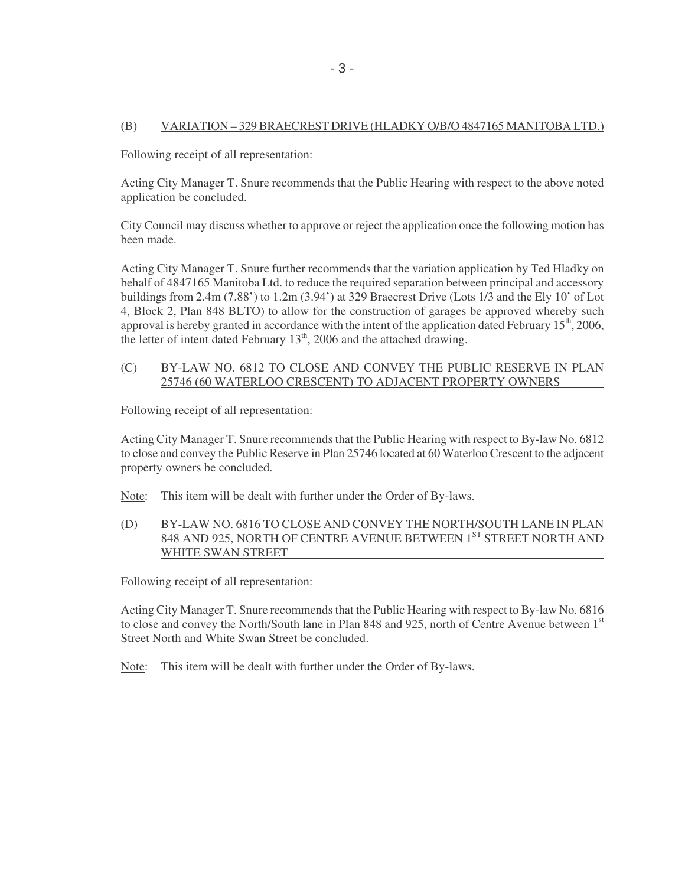(B) VARIATION – 329 BRAECREST DRIVE (HLADKY O/B/O 4847165 MANITOBA LTD.)

Following receipt of all representation:

Acting City Manager T. Snure recommends that the Public Hearing with respect to the above noted application be concluded.

City Council may discuss whether to approve or reject the application once the following motion has been made.

Acting City Manager T. Snure further recommends that the variation application by Ted Hladky on behalf of 4847165 Manitoba Ltd. to reduce the required separation between principal and accessory buildings from 2.4m (7.88') to 1.2m (3.94') at 329 Braecrest Drive (Lots 1/3 and the Ely 10' of Lot 4, Block 2, Plan 848 BLTO) to allow for the construction of garages be approved whereby such approval is hereby granted in accordance with the intent of the application dated February 15th, 2006, the letter of intent dated February 13th, 2006 and the attached drawing.

(C) BY-LAW NO. 6812 TO CLOSE AND CONVEY THE PUBLIC RESERVE IN PLAN 25746 (60 WATERLOO CRESCENT) TO ADJACENT PROPERTY OWNERS

Following receipt of all representation:

Acting City Manager T. Snure recommends that the Public Hearing with respect to By-law No. 6812 to close and convey the Public Reserve in Plan 25746 located at 60 Waterloo Crescent to the adjacent property owners be concluded.

Note: This item will be dealt with further under the Order of By-laws.

(D) BY-LAW NO. 6816 TO CLOSE AND CONVEY THE NORTH/SOUTH LANE IN PLAN 848 AND 925, NORTH OF CENTRE AVENUE BETWEEN 1ST STREET NORTH AND WHITE SWAN STREET

Following receipt of all representation:

Acting City Manager T. Snure recommends that the Public Hearing with respect to By-law No. 6816 to close and convey the North/South lane in Plan 848 and 925, north of Centre Avenue between 1st Street North and White Swan Street be concluded.

Note: This item will be dealt with further under the Order of By-laws.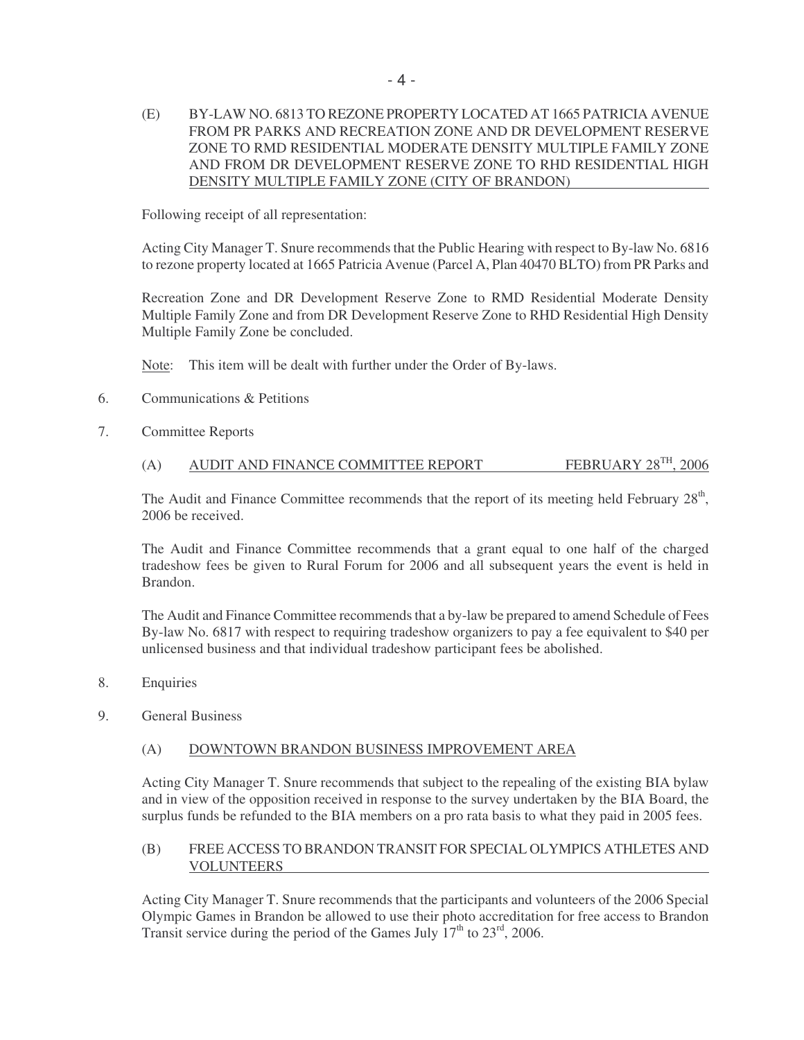(E) BY-LAW NO. 6813 TO REZONE PROPERTY LOCATED AT 1665 PATRICIA AVENUE FROM PR PARKS AND RECREATION ZONE AND DR DEVELOPMENT RESERVE ZONE TO RMD RESIDENTIAL MODERATE DENSITY MULTIPLE FAMILY ZONE AND FROM DR DEVELOPMENT RESERVE ZONE TO RHD RESIDENTIAL HIGH DENSITY MULTIPLE FAMILY ZONE (CITY OF BRANDON)

Following receipt of all representation:

Acting City Manager T. Snure recommends that the Public Hearing with respect to By-law No. 6816 to rezone property located at 1665 Patricia Avenue (Parcel A, Plan 40470 BLTO) from PR Parks and Recreation Zone and DR Development Reserve Zone to RMD Residential Moderate Density Multiple Family Zone and from DR Development Reserve Zone to RHD Residential High Density Multiple Family Zone be concluded.

Note: This item will be dealt with further under the Order of By-laws.

6. Communications & Petitions

7. Committee Reports

(A) AUDIT AND FINANCE COMMITTEE REPORT FEBRUARY 28TH, 2006

The Audit and Finance Committee recommends that the report of its meeting held February 28th, 2006 be received.

The Audit and Finance Committee recommends that a grant equal to one half of the charged tradeshow fees be given to Rural Forum for 2006 and all subsequent years the event is held in Brandon.

The Audit and Finance Committee recommends that a by-law be prepared to amend Schedule of Fees By-law No. 6817 with respect to requiring tradeshow organizers to pay a fee equivalent to $40 per unlicensed business and that individual tradeshow participant fees be abolished.

8. Enquiries

9. General Business

(A) DOWNTOWN BRANDON BUSINESS IMPROVEMENT AREA

Acting City Manager T. Snure recommends that subject to the repealing of the existing BIA bylaw and in view of the opposition received in response to the survey undertaken by the BIA Board, the surplus funds be refunded to the BIA members on a pro rata basis to what they paid in 2005 fees.

(B) FREE ACCESS TO BRANDON TRANSIT FOR SPECIAL OLYMPICS ATHLETES AND VOLUNTEERS

Acting City Manager T. Snure recommends that the participants and volunteers of the 2006 Special Olympic Games in Brandon be allowed to use their photo accreditation for free access to Brandon Transit service during the period of the Games July 17th to 23rd, 2006.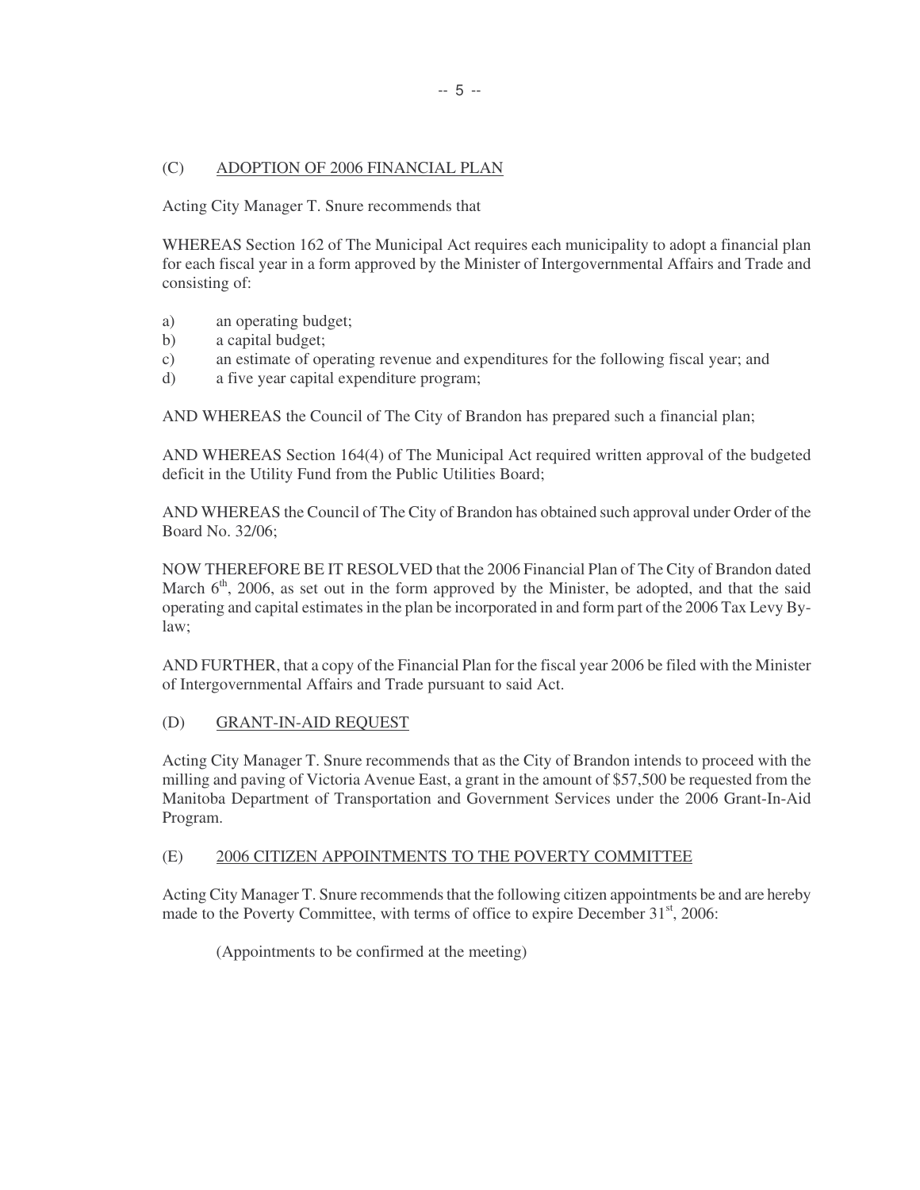### (C) ADOPTION OF 2006 FINANCIAL PLAN

Acting City Manager T. Snure recommends that

WHEREAS Section 162 of The Municipal Act requires each municipality to adopt a financial plan for each fiscal year in a form approved by the Minister of Intergovernmental Affairs and Trade and consisting of:

a) an operating budget;
b) a capital budget;
c) an estimate of operating revenue and expenditures for the following fiscal year; and
d) a five year capital expenditure program;

AND WHEREAS the Council of The City of Brandon has prepared such a financial plan;

AND WHEREAS Section 164(4) of The Municipal Act required written approval of the budgeted deficit in the Utility Fund from the Public Utilities Board;

AND WHEREAS the Council of The City of Brandon has obtained such approval under Order of the Board No. 32/06;

NOW THEREFORE BE IT RESOLVED that the 2006 Financial Plan of The City of Brandon dated March 6th, 2006, as set out in the form approved by the Minister, be adopted, and that the said operating and capital estimates in the plan be incorporated in and form part of the 2006 Tax Levy By-law;

AND FURTHER, that a copy of the Financial Plan for the fiscal year 2006 be filed with the Minister of Intergovernmental Affairs and Trade pursuant to said Act.

### (D) GRANT-IN-AID REQUEST

Acting City Manager T. Snure recommends that as the City of Brandon intends to proceed with the milling and paving of Victoria Avenue East, a grant in the amount of $57,500 be requested from the Manitoba Department of Transportation and Government Services under the 2006 Grant-In-Aid Program.

### (E) 2006 CITIZEN APPOINTMENTS TO THE POVERTY COMMITTEE

Acting City Manager T. Snure recommends that the following citizen appointments be and are hereby made to the Poverty Committee, with terms of office to expire December 31st, 2006:

(Appointments to be confirmed at the meeting)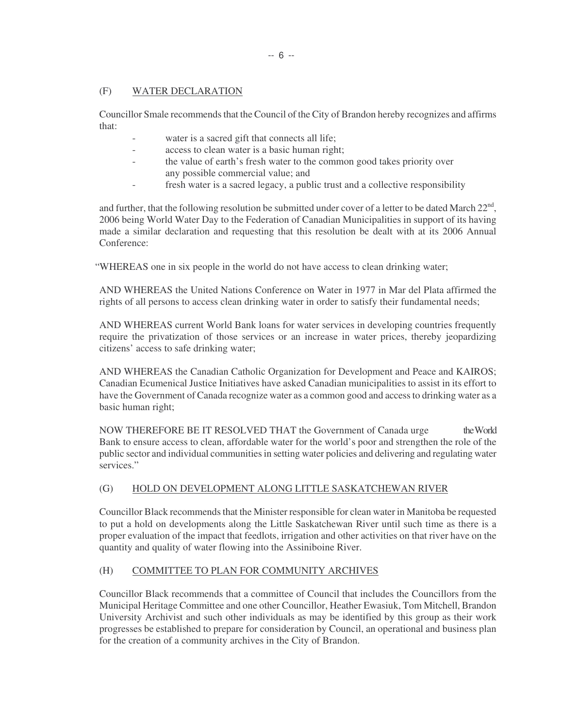## (F) WATER DECLARATION

Councillor Smale recommends that the Council of the City of Brandon hereby recognizes and affirms that:

- water is a sacred gift that connects all life;
- access to clean water is a basic human right;
- the value of earth's fresh water to the common good takes priority over any possible commercial value; and
- fresh water is a sacred legacy, a public trust and a collective responsibility

and further, that the following resolution be submitted under cover of a letter to be dated March 22nd, 2006 being World Water Day to the Federation of Canadian Municipalities in support of its having made a similar declaration and requesting that this resolution be dealt with at its 2006 Annual Conference:

"WHEREAS one in six people in the world do not have access to clean drinking water;

AND WHEREAS the United Nations Conference on Water in 1977 in Mar del Plata affirmed the rights of all persons to access clean drinking water in order to satisfy their fundamental needs;

AND WHEREAS current World Bank loans for water services in developing countries frequently require the privatization of those services or an increase in water prices, thereby jeopardizing citizens' access to safe drinking water;

AND WHEREAS the Canadian Catholic Organization for Development and Peace and KAIROS; Canadian Ecumenical Justice Initiatives have asked Canadian municipalities to assist in its effort to have the Government of Canada recognize water as a common good and access to drinking water as a basic human right;

NOW THEREFORE BE IT RESOLVED THAT the Government of Canada urge the World Bank to ensure access to clean, affordable water for the world's poor and strengthen the role of the public sector and individual communities in setting water policies and delivering and regulating water services."

## (G) HOLD ON DEVELOPMENT ALONG LITTLE SASKATCHEWAN RIVER

Councillor Black recommends that the Minister responsible for clean water in Manitoba be requested to put a hold on developments along the Little Saskatchewan River until such time as there is a proper evaluation of the impact that feedlots, irrigation and other activities on that river have on the quantity and quality of water flowing into the Assiniboine River.

## (H) COMMITTEE TO PLAN FOR COMMUNITY ARCHIVES

Councillor Black recommends that a committee of Council that includes the Councillors from the Municipal Heritage Committee and one other Councillor, Heather Ewasiuk, Tom Mitchell, Brandon University Archivist and such other individuals as may be identified by this group as their work progresses be established to prepare for consideration by Council, an operational and business plan for the creation of a community archives in the City of Brandon.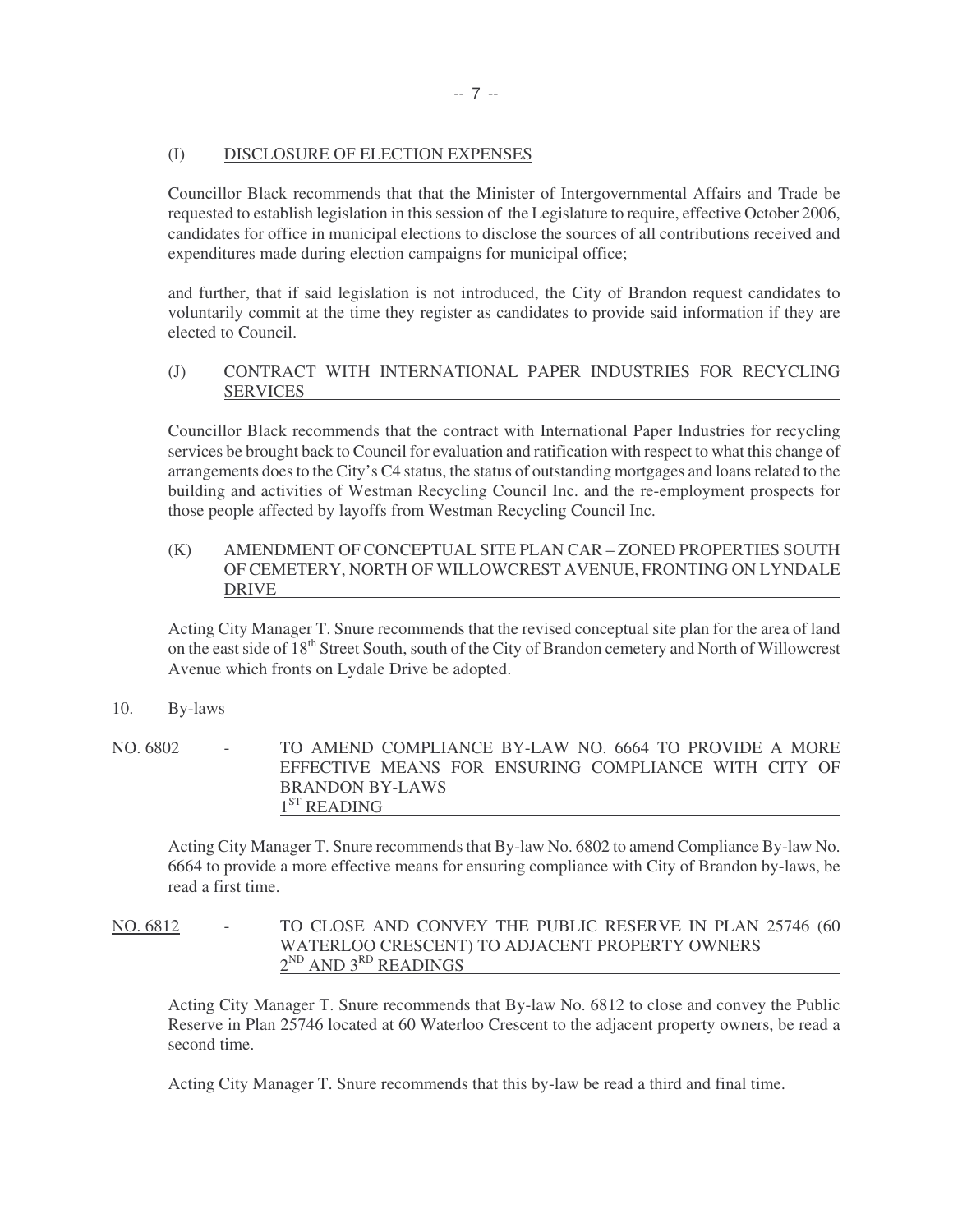(I) DISCLOSURE OF ELECTION EXPENSES

Councillor Black recommends that that the Minister of Intergovernmental Affairs and Trade be requested to establish legislation in this session of the Legislature to require, effective October 2006, candidates for office in municipal elections to disclose the sources of all contributions received and expenditures made during election campaigns for municipal office;

and further, that if said legislation is not introduced, the City of Brandon request candidates to voluntarily commit at the time they register as candidates to provide said information if they are elected to Council.

(J) CONTRACT WITH INTERNATIONAL PAPER INDUSTRIES FOR RECYCLING SERVICES

Councillor Black recommends that the contract with International Paper Industries for recycling services be brought back to Council for evaluation and ratification with respect to what this change of arrangements does to the City's C4 status, the status of outstanding mortgages and loans related to the building and activities of Westman Recycling Council Inc. and the re-employment prospects for those people affected by layoffs from Westman Recycling Council Inc.

(K) AMENDMENT OF CONCEPTUAL SITE PLAN CAR – ZONED PROPERTIES SOUTH OF CEMETERY, NORTH OF WILLOWCREST AVENUE, FRONTING ON LYNDALE DRIVE

Acting City Manager T. Snure recommends that the revised conceptual site plan for the area of land on the east side of 18th Street South, south of the City of Brandon cemetery and North of Willowcrest Avenue which fronts on Lydale Drive be adopted.

10. By-laws

NO. 6802 - TO AMEND COMPLIANCE BY-LAW NO. 6664 TO PROVIDE A MORE EFFECTIVE MEANS FOR ENSURING COMPLIANCE WITH CITY OF BRANDON BY-LAWS
1ST READING

Acting City Manager T. Snure recommends that By-law No. 6802 to amend Compliance By-law No. 6664 to provide a more effective means for ensuring compliance with City of Brandon by-laws, be read a first time.

NO. 6812 - TO CLOSE AND CONVEY THE PUBLIC RESERVE IN PLAN 25746 (60 WATERLOO CRESCENT) TO ADJACENT PROPERTY OWNERS
2ND AND 3RD READINGS

Acting City Manager T. Snure recommends that By-law No. 6812 to close and convey the Public Reserve in Plan 25746 located at 60 Waterloo Crescent to the adjacent property owners, be read a second time.

Acting City Manager T. Snure recommends that this by-law be read a third and final time.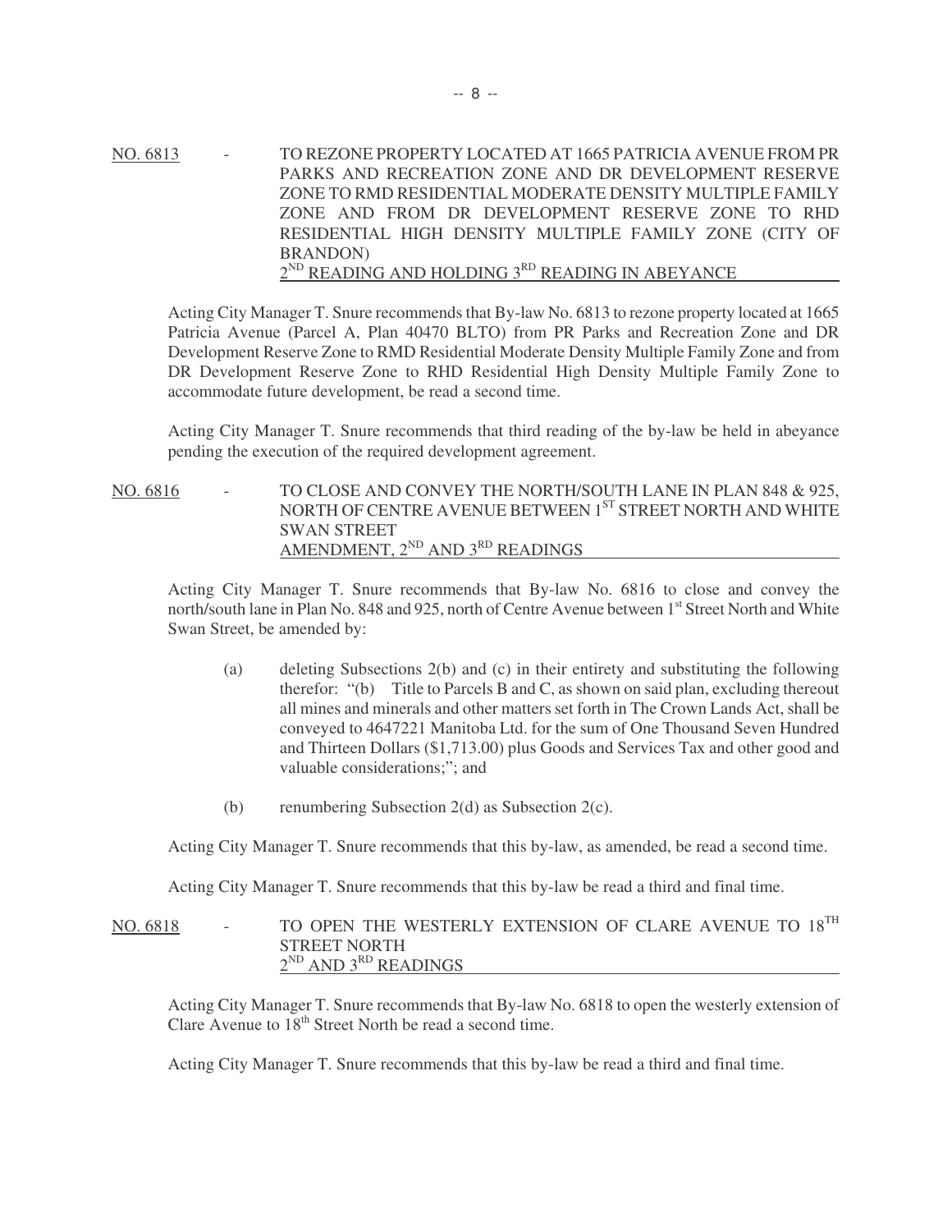NO. 6813 - TO REZONE PROPERTY LOCATED AT 1665 PATRICIA AVENUE FROM PR PARKS AND RECREATION ZONE AND DR DEVELOPMENT RESERVE ZONE TO RMD RESIDENTIAL MODERATE DENSITY MULTIPLE FAMILY ZONE AND FROM DR DEVELOPMENT RESERVE ZONE TO RHD RESIDENTIAL HIGH DENSITY MULTIPLE FAMILY ZONE (CITY OF BRANDON)
2ND READING AND HOLDING 3RD READING IN ABEYANCE

Acting City Manager T. Snure recommends that By-law No. 6813 to rezone property located at 1665 Patricia Avenue (Parcel A, Plan 40470 BLTO) from PR Parks and Recreation Zone and DR Development Reserve Zone to RMD Residential Moderate Density Multiple Family Zone and from DR Development Reserve Zone to RHD Residential High Density Multiple Family Zone to accommodate future development, be read a second time.

Acting City Manager T. Snure recommends that third reading of the by-law be held in abeyance pending the execution of the required development agreement.

NO. 6816 - TO CLOSE AND CONVEY THE NORTH/SOUTH LANE IN PLAN 848 & 925, NORTH OF CENTRE AVENUE BETWEEN 1ST STREET NORTH AND WHITE SWAN STREET
AMENDMENT, 2ND AND 3RD READINGS

Acting City Manager T. Snure recommends that By-law No. 6816 to close and convey the north/south lane in Plan No. 848 and 925, north of Centre Avenue between 1st Street North and White Swan Street, be amended by:

(a) deleting Subsections 2(b) and (c) in their entirety and substituting the following therefor: "(b) Title to Parcels B and C, as shown on said plan, excluding thereout all mines and minerals and other matters set forth in The Crown Lands Act, shall be conveyed to 4647221 Manitoba Ltd. for the sum of One Thousand Seven Hundred and Thirteen Dollars ($1,713.00) plus Goods and Services Tax and other good and valuable considerations;"; and

(b) renumbering Subsection 2(d) as Subsection 2(c).

Acting City Manager T. Snure recommends that this by-law, as amended, be read a second time.

Acting City Manager T. Snure recommends that this by-law be read a third and final time.

NO. 6818 - TO OPEN THE WESTERLY EXTENSION OF CLARE AVENUE TO 18TH STREET NORTH
2ND AND 3RD READINGS

Acting City Manager T. Snure recommends that By-law No. 6818 to open the westerly extension of Clare Avenue to 18th Street North be read a second time.

Acting City Manager T. Snure recommends that this by-law be read a third and final time.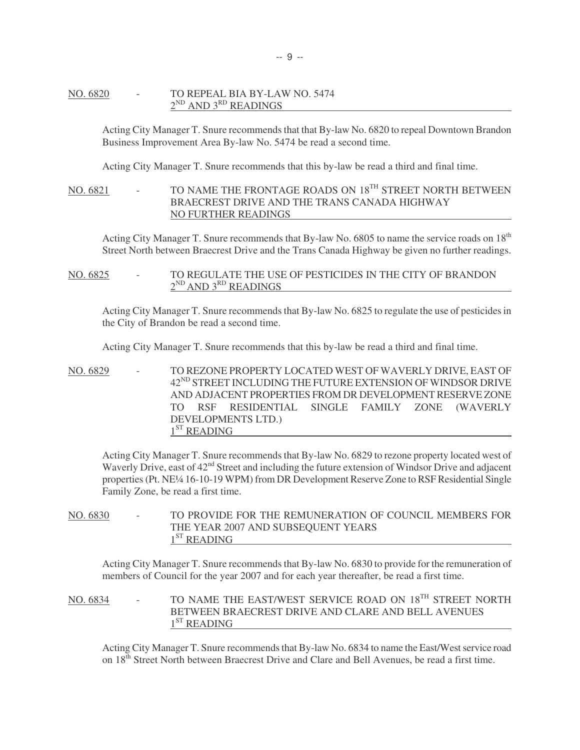NO. 6820 - TO REPEAL BIA BY-LAW NO. 5474
2ND AND 3RD READINGS

Acting City Manager T. Snure recommends that that By-law No. 6820 to repeal Downtown Brandon Business Improvement Area By-law No. 5474 be read a second time.

Acting City Manager T. Snure recommends that this by-law be read a third and final time.

NO. 6821 - TO NAME THE FRONTAGE ROADS ON 18TH STREET NORTH BETWEEN BRAECREST DRIVE AND THE TRANS CANADA HIGHWAY
NO FURTHER READINGS

Acting City Manager T. Snure recommends that By-law No. 6805 to name the service roads on 18th Street North between Braecrest Drive and the Trans Canada Highway be given no further readings.

NO. 6825 - TO REGULATE THE USE OF PESTICIDES IN THE CITY OF BRANDON
2ND AND 3RD READINGS

Acting City Manager T. Snure recommends that By-law No. 6825 to regulate the use of pesticides in the City of Brandon be read a second time.

Acting City Manager T. Snure recommends that this by-law be read a third and final time.

NO. 6829 - TO REZONE PROPERTY LOCATED WEST OF WAVERLY DRIVE, EAST OF 42ND STREET INCLUDING THE FUTURE EXTENSION OF WINDSOR DRIVE AND ADJACENT PROPERTIES FROM DR DEVELOPMENT RESERVE ZONE TO RSF RESIDENTIAL SINGLE FAMILY ZONE (WAVERLY DEVELOPMENTS LTD.)
1ST READING

Acting City Manager T. Snure recommends that By-law No. 6829 to rezone property located west of Waverly Drive, east of 42nd Street and including the future extension of Windsor Drive and adjacent properties (Pt. NE¼ 16-10-19 WPM) from DR Development Reserve Zone to RSF Residential Single Family Zone, be read a first time.

NO. 6830 - TO PROVIDE FOR THE REMUNERATION OF COUNCIL MEMBERS FOR THE YEAR 2007 AND SUBSEQUENT YEARS
1ST READING

Acting City Manager T. Snure recommends that By-law No. 6830 to provide for the remuneration of members of Council for the year 2007 and for each year thereafter, be read a first time.

NO. 6834 - TO NAME THE EAST/WEST SERVICE ROAD ON 18TH STREET NORTH BETWEEN BRAECREST DRIVE AND CLARE AND BELL AVENUES
1ST READING

Acting City Manager T. Snure recommends that By-law No. 6834 to name the East/West service road on 18th Street North between Braecrest Drive and Clare and Bell Avenues, be read a first time.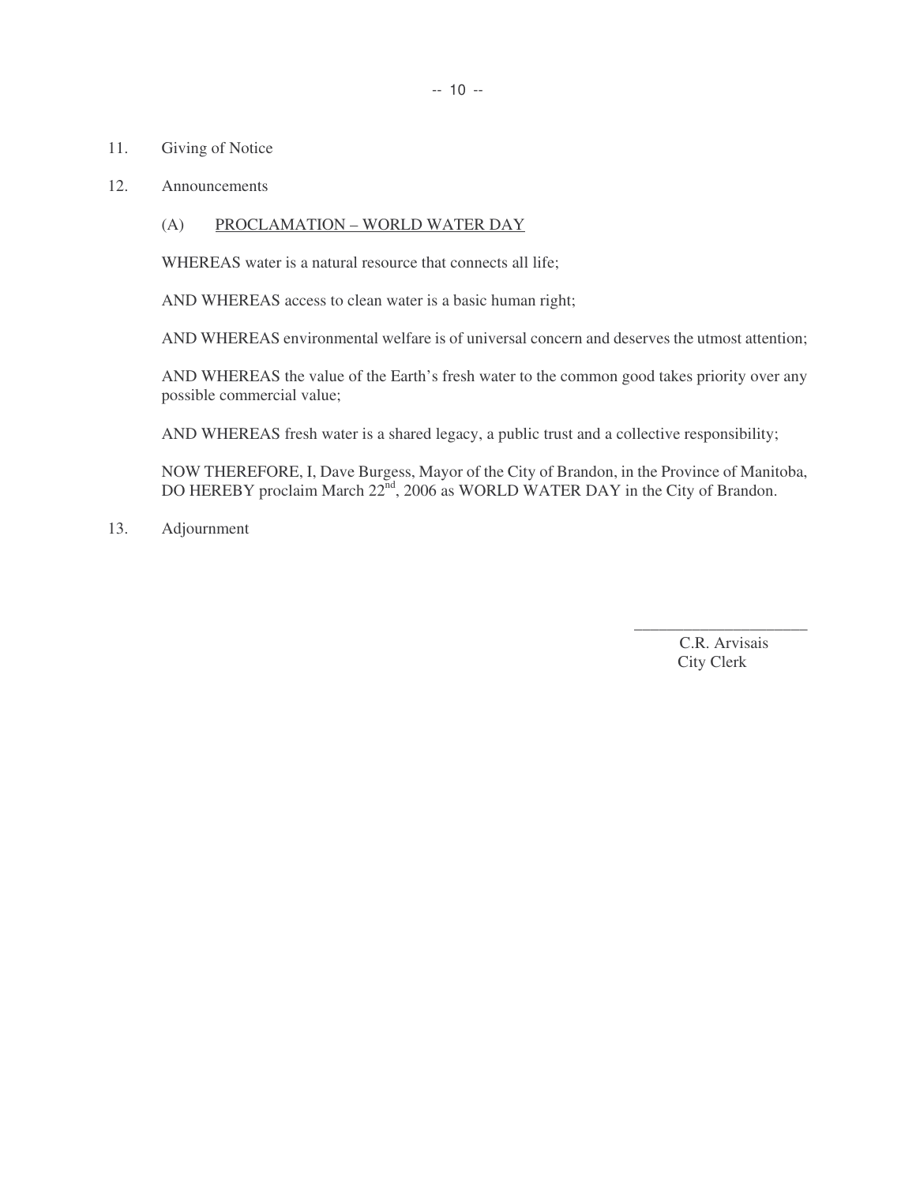11. Giving of Notice

12. Announcements

(A) PROCLAMATION – WORLD WATER DAY

WHEREAS water is a natural resource that connects all life;

AND WHEREAS access to clean water is a basic human right;

AND WHEREAS environmental welfare is of universal concern and deserves the utmost attention;

AND WHEREAS the value of the Earth's fresh water to the common good takes priority over any possible commercial value;

AND WHEREAS fresh water is a shared legacy, a public trust and a collective responsibility;

NOW THEREFORE, I, Dave Burgess, Mayor of the City of Brandon, in the Province of Manitoba, DO HEREBY proclaim March 22nd, 2006 as WORLD WATER DAY in the City of Brandon.

13. Adjournment

\_\_\_\_\_\_\_\_\_\_\_\_\_\_\_\_\_\_\_\_

C.R. Arvisais
City Clerk